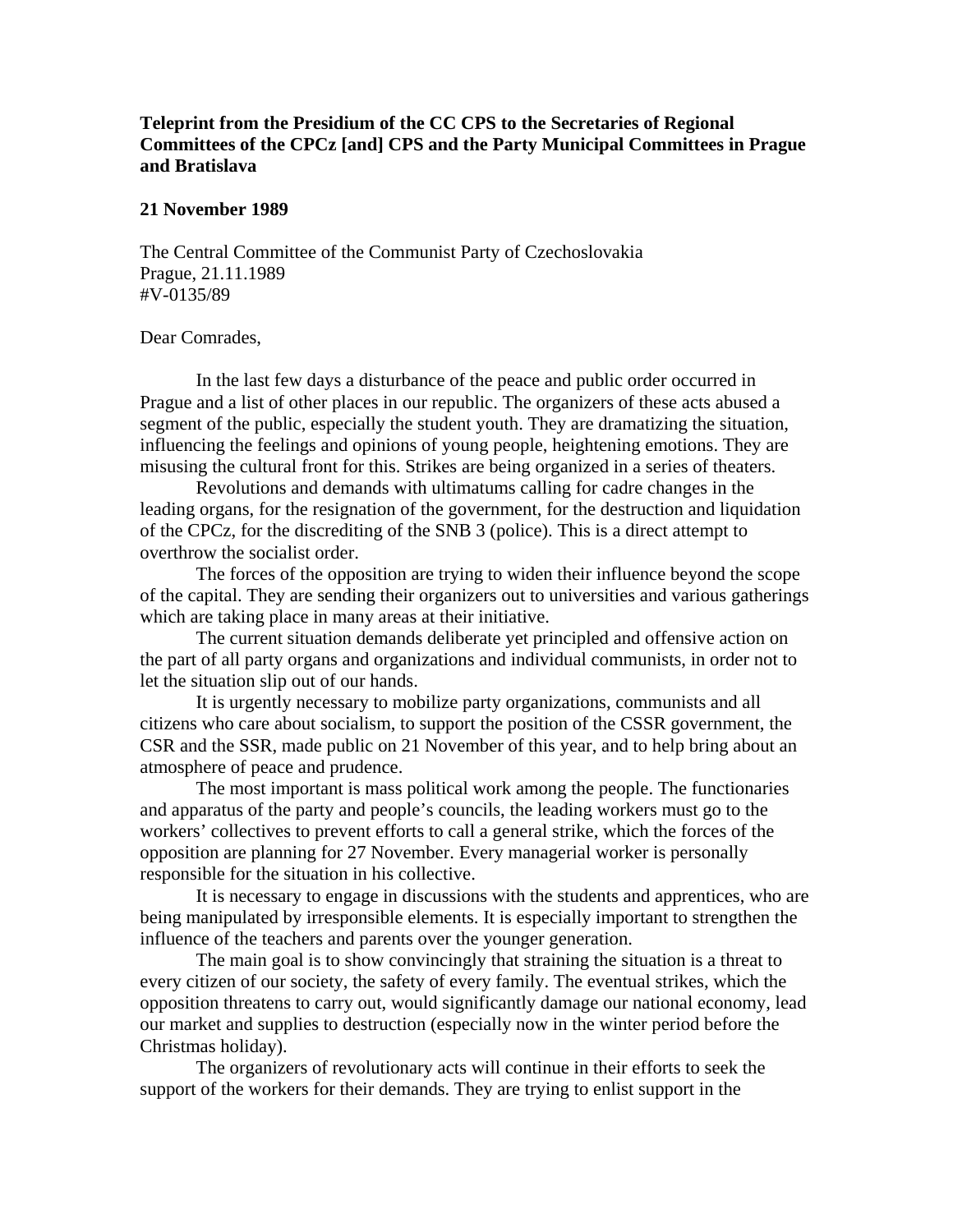**Teleprint from the Presidium of the CC CPS to the Secretaries of Regional Committees of the CPCz [and] CPS and the Party Municipal Committees in Prague and Bratislava**

**21 November 1989**

The Central Committee of the Communist Party of Czechoslovakia
Prague, 21.11.1989
#V-0135/89

Dear Comrades,

In the last few days a disturbance of the peace and public order occurred in Prague and a list of other places in our republic. The organizers of these acts abused a segment of the public, especially the student youth. They are dramatizing the situation, influencing the feelings and opinions of young people, heightening emotions. They are misusing the cultural front for this. Strikes are being organized in a series of theaters.

Revolutions and demands with ultimatums calling for cadre changes in the leading organs, for the resignation of the government, for the destruction and liquidation of the CPCz, for the discrediting of the SNB 3 (police). This is a direct attempt to overthrow the socialist order.

The forces of the opposition are trying to widen their influence beyond the scope of the capital. They are sending their organizers out to universities and various gatherings which are taking place in many areas at their initiative.

The current situation demands deliberate yet principled and offensive action on the part of all party organs and organizations and individual communists, in order not to let the situation slip out of our hands.

It is urgently necessary to mobilize party organizations, communists and all citizens who care about socialism, to support the position of the CSSR government, the CSR and the SSR, made public on 21 November of this year, and to help bring about an atmosphere of peace and prudence.

The most important is mass political work among the people. The functionaries and apparatus of the party and people's councils, the leading workers must go to the workers' collectives to prevent efforts to call a general strike, which the forces of the opposition are planning for 27 November. Every managerial worker is personally responsible for the situation in his collective.

It is necessary to engage in discussions with the students and apprentices, who are being manipulated by irresponsible elements. It is especially important to strengthen the influence of the teachers and parents over the younger generation.

The main goal is to show convincingly that straining the situation is a threat to every citizen of our society, the safety of every family. The eventual strikes, which the opposition threatens to carry out, would significantly damage our national economy, lead our market and supplies to destruction (especially now in the winter period before the Christmas holiday).

The organizers of revolutionary acts will continue in their efforts to seek the support of the workers for their demands. They are trying to enlist support in the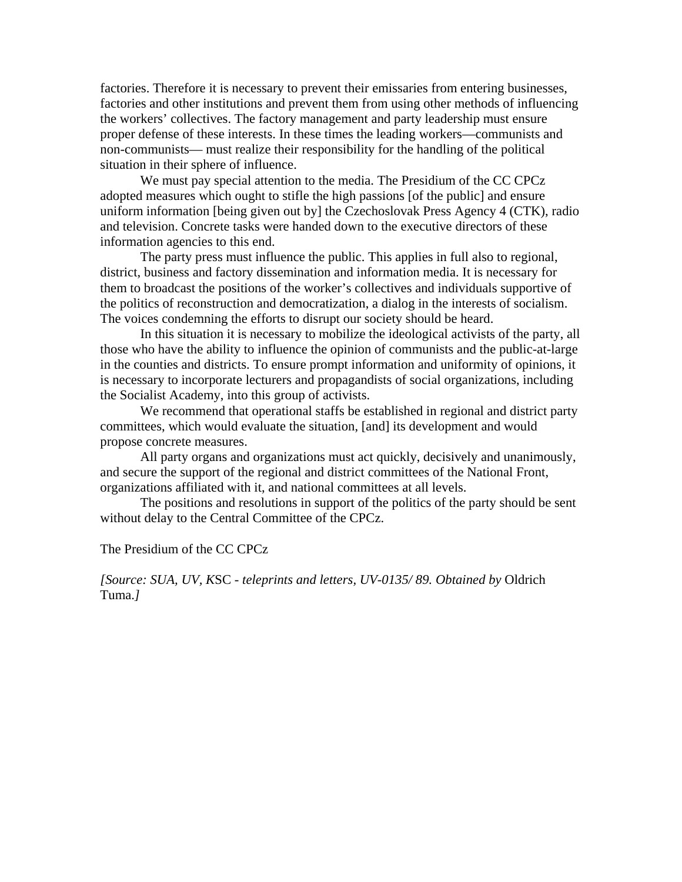factories. Therefore it is necessary to prevent their emissaries from entering businesses, factories and other institutions and prevent them from using other methods of influencing the workers' collectives. The factory management and party leadership must ensure proper defense of these interests. In these times the leading workers—communists and non-communists— must realize their responsibility for the handling of the political situation in their sphere of influence.

We must pay special attention to the media. The Presidium of the CC CPCz adopted measures which ought to stifle the high passions [of the public] and ensure uniform information [being given out by] the Czechoslovak Press Agency 4 (CTK), radio and television. Concrete tasks were handed down to the executive directors of these information agencies to this end.

The party press must influence the public. This applies in full also to regional, district, business and factory dissemination and information media. It is necessary for them to broadcast the positions of the worker's collectives and individuals supportive of the politics of reconstruction and democratization, a dialog in the interests of socialism. The voices condemning the efforts to disrupt our society should be heard.

In this situation it is necessary to mobilize the ideological activists of the party, all those who have the ability to influence the opinion of communists and the public-at-large in the counties and districts. To ensure prompt information and uniformity of opinions, it is necessary to incorporate lecturers and propagandists of social organizations, including the Socialist Academy, into this group of activists.

We recommend that operational staffs be established in regional and district party committees, which would evaluate the situation, [and] its development and would propose concrete measures.

All party organs and organizations must act quickly, decisively and unanimously, and secure the support of the regional and district committees of the National Front, organizations affiliated with it, and national committees at all levels.

The positions and resolutions in support of the politics of the party should be sent without delay to the Central Committee of the CPCz.

The Presidium of the CC CPCz

*[Source: SUA, UV, K*SC - *teleprints and letters, UV-0135/ 89. Obtained by* Oldrich Tuma.*]*